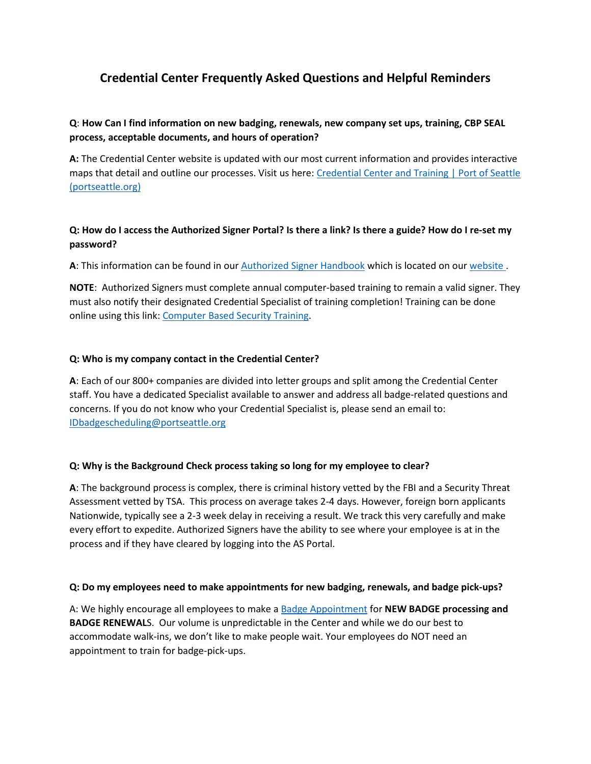# Credential Center Frequently Asked Questions and Helpful Reminders

**Q**: **How Can I find information on new badging, renewals, new company set ups, training, CBP SEAL process, acceptable documents, and hours of operation?**

**A:** The Credential Center website is updated with our most current information and provides interactive maps that detail and outline our processes. Visit us here: [Credential Center and Training | Port of Seattle (portseattle.org)]()

**Q: How do I access the Authorized Signer Portal? Is there a link? Is there a guide? How do I re-set my password?**

**A**: This information can be found in our [Authorized Signer Handbook]() which is located on our [website]().

**NOTE**: Authorized Signers must complete annual computer-based training to remain a valid signer. They must also notify their designated Credential Specialist of training completion! Training can be done online using this link: [Computer Based Security Training]().

**Q: Who is my company contact in the Credential Center?**

**A**: Each of our 800+ companies are divided into letter groups and split among the Credential Center staff. You have a dedicated Specialist available to answer and address all badge-related questions and concerns. If you do not know who your Credential Specialist is, please send an email to: [IDbadgescheduling@portseattle.org](mailto:IDbadgescheduling@portseattle.org)

**Q: Why is the Background Check process taking so long for my employee to clear?**

**A**: The background process is complex, there is criminal history vetted by the FBI and a Security Threat Assessment vetted by TSA. This process on average takes 2-4 days. However, foreign born applicants Nationwide, typically see a 2-3 week delay in receiving a result. We track this very carefully and make every effort to expedite. Authorized Signers have the ability to see where your employee is at in the process and if they have cleared by logging into the AS Portal.

**Q: Do my employees need to make appointments for new badging, renewals, and badge pick-ups?**

A: We highly encourage all employees to make a [Badge Appointment]() for **NEW BADGE processing and BADGE RENEWAL**S. Our volume is unpredictable in the Center and while we do our best to accommodate walk-ins, we don't like to make people wait. Your employees do NOT need an appointment to train for badge-pick-ups.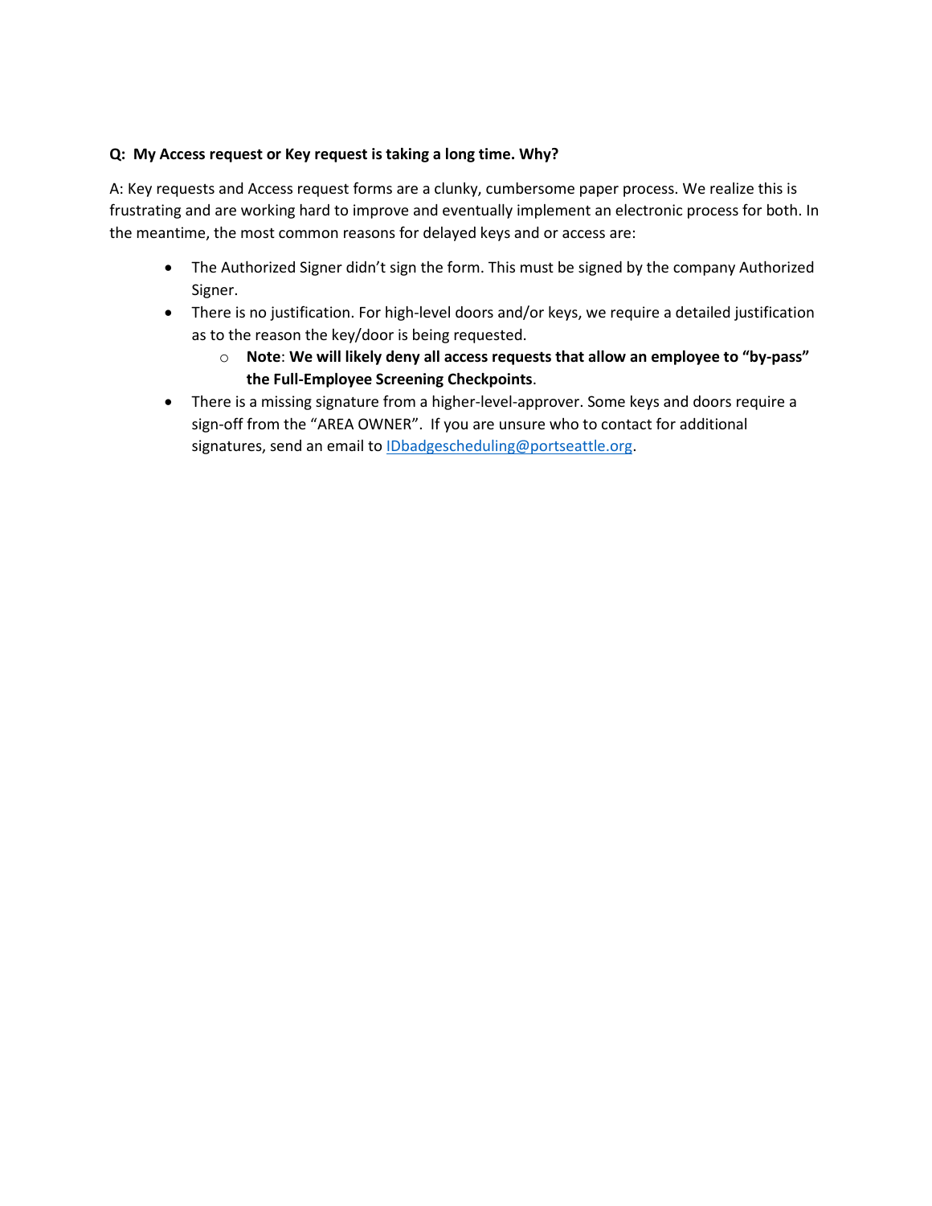**Q: My Access request or Key request is taking a long time. Why?**

A: Key requests and Access request forms are a clunky, cumbersome paper process. We realize this is frustrating and are working hard to improve and eventually implement an electronic process for both. In the meantime, the most common reasons for delayed keys and or access are:

- The Authorized Signer didn't sign the form. This must be signed by the company Authorized Signer.
- There is no justification. For high-level doors and/or keys, we require a detailed justification as to the reason the key/door is being requested.
    - **Note**: **We will likely deny all access requests that allow an employee to "by-pass" the Full-Employee Screening Checkpoints**.
- There is a missing signature from a higher-level-approver. Some keys and doors require a sign-off from the "AREA OWNER". If you are unsure who to contact for additional signatures, send an email to IDbadgescheduling@portseattle.org.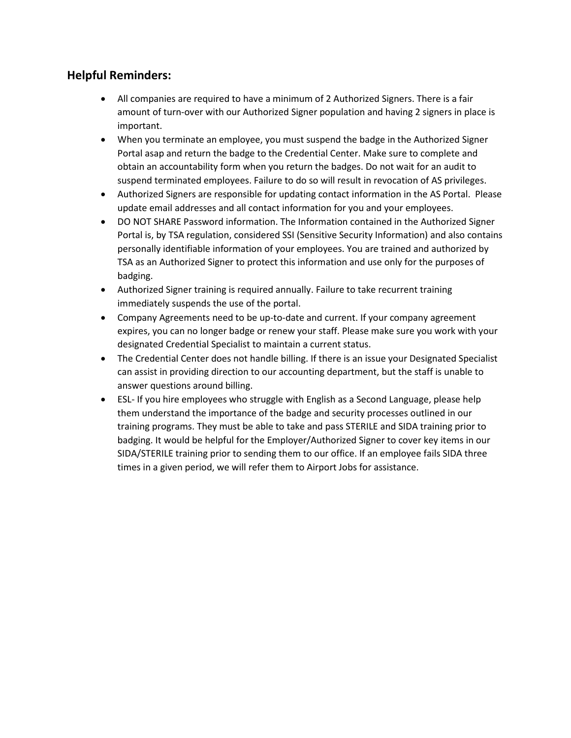## Helpful Reminders:

- All companies are required to have a minimum of 2 Authorized Signers. There is a fair amount of turn-over with our Authorized Signer population and having 2 signers in place is important.
- When you terminate an employee, you must suspend the badge in the Authorized Signer Portal asap and return the badge to the Credential Center. Make sure to complete and obtain an accountability form when you return the badges. Do not wait for an audit to suspend terminated employees. Failure to do so will result in revocation of AS privileges.
- Authorized Signers are responsible for updating contact information in the AS Portal. Please update email addresses and all contact information for you and your employees.
- DO NOT SHARE Password information. The Information contained in the Authorized Signer Portal is, by TSA regulation, considered SSI (Sensitive Security Information) and also contains personally identifiable information of your employees. You are trained and authorized by TSA as an Authorized Signer to protect this information and use only for the purposes of badging.
- Authorized Signer training is required annually. Failure to take recurrent training immediately suspends the use of the portal.
- Company Agreements need to be up-to-date and current. If your company agreement expires, you can no longer badge or renew your staff. Please make sure you work with your designated Credential Specialist to maintain a current status.
- The Credential Center does not handle billing. If there is an issue your Designated Specialist can assist in providing direction to our accounting department, but the staff is unable to answer questions around billing.
- ESL- If you hire employees who struggle with English as a Second Language, please help them understand the importance of the badge and security processes outlined in our training programs. They must be able to take and pass STERILE and SIDA training prior to badging. It would be helpful for the Employer/Authorized Signer to cover key items in our SIDA/STERILE training prior to sending them to our office. If an employee fails SIDA three times in a given period, we will refer them to Airport Jobs for assistance.